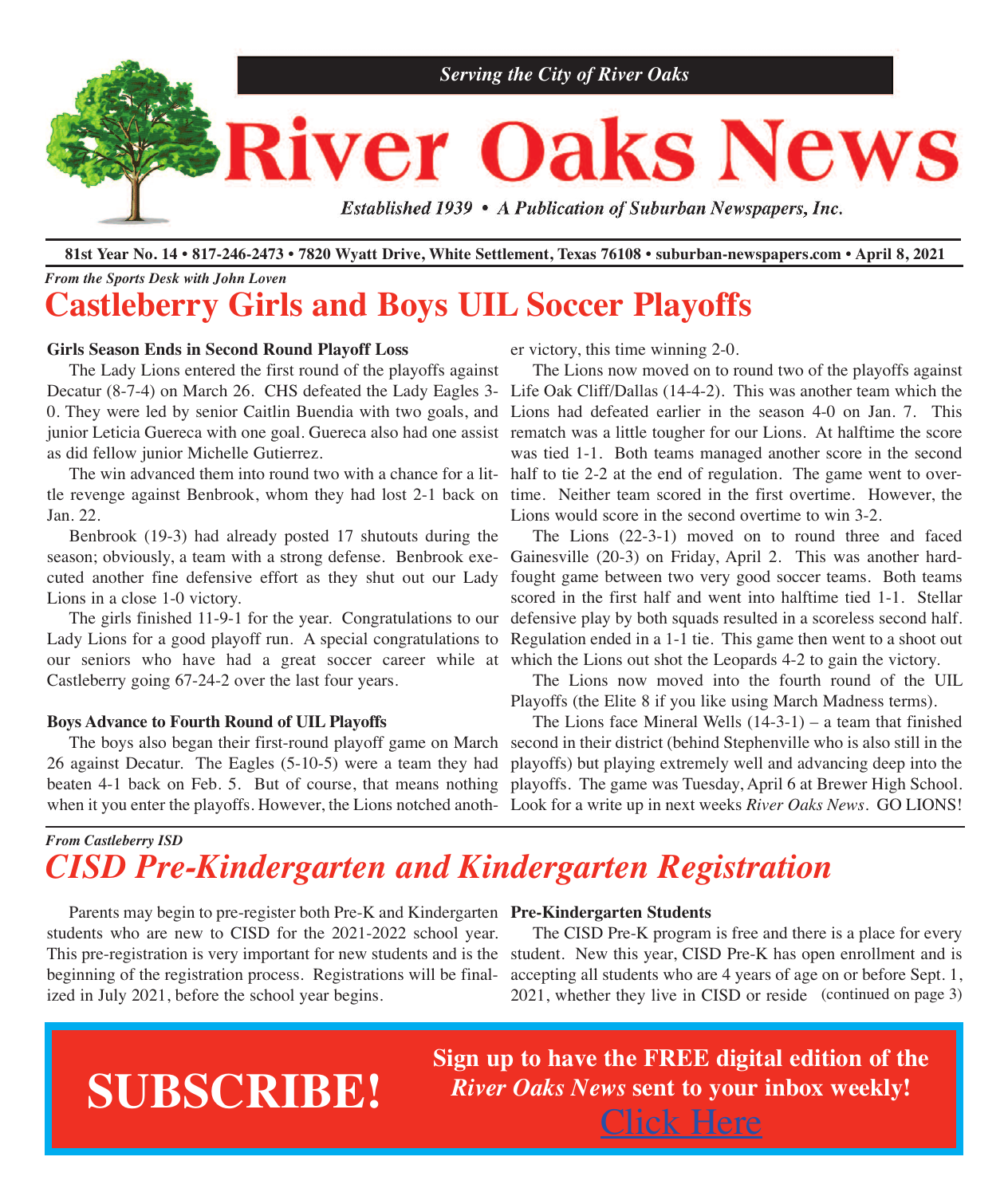*Serving the City of River Oaks*

# River Oaks News

*Established 1939 • A Publication of Suburban Newspapers, Inc.*

**81st Year No. 14 • 817-246-2473 • 7820 Wyatt Drive, White Settlement, Texas 76108 • suburban-newspapers.com • April 8, 2021**

*From the Sports Desk with John Loven*

## Castleberry Girls and Boys UIL Soccer Playoffs

**Girls Season Ends in Second Round Playoff Loss**

The Lady Lions entered the first round of the playoffs against Decatur (8-7-4) on March 26. CHS defeated the Lady Eagles 3-0. They were led by senior Caitlin Buendia with two goals, and junior Leticia Guereca with one goal. Guereca also had one assist as did fellow junior Michelle Gutierrez.

The win advanced them into round two with a chance for a little revenge against Benbrook, whom they had lost 2-1 back on Jan. 22.

Benbrook (19-3) had already posted 17 shutouts during the season; obviously, a team with a strong defense. Benbrook executed another fine defensive effort as they shut out our Lady Lions in a close 1-0 victory.

The girls finished 11-9-1 for the year. Congratulations to our Lady Lions for a good playoff run. A special congratulations to our seniors who have had a great soccer career while at Castleberry going 67-24-2 over the last four years.

**Boys Advance to Fourth Round of UIL Playoffs**

The boys also began their first-round playoff game on March 26 against Decatur. The Eagles (5-10-5) were a team they had beaten 4-1 back on Feb. 5. But of course, that means nothing when it you enter the playoffs. However, the Lions notched another victory, this time winning 2-0.

The Lions now moved on to round two of the playoffs against Life Oak Cliff/Dallas (14-4-2). This was another team which the Lions had defeated earlier in the season 4-0 on Jan. 7. This rematch was a little tougher for our Lions. At halftime the score was tied 1-1. Both teams managed another score in the second half to tie 2-2 at the end of regulation. The game went to overtime. Neither team scored in the first overtime. However, the Lions would score in the second overtime to win 3-2.

The Lions (22-3-1) moved on to round three and faced Gainesville (20-3) on Friday, April 2. This was another hard-fought game between two very good soccer teams. Both teams scored in the first half and went into halftime tied 1-1. Stellar defensive play by both squads resulted in a scoreless second half. Regulation ended in a 1-1 tie. This game then went to a shoot out which the Lions out shot the Leopards 4-2 to gain the victory.

The Lions now moved into the fourth round of the UIL Playoffs (the Elite 8 if you like using March Madness terms).

The Lions face Mineral Wells (14-3-1) – a team that finished second in their district (behind Stephenville who is also still in the playoffs) but playing extremely well and advancing deep into the playoffs. The game was Tuesday, April 6 at Brewer High School. Look for a write up in next weeks *River Oaks News*. GO LIONS!

*From Castleberry ISD*

## *CISD Pre-Kindergarten and Kindergarten Registration*

Parents may begin to pre-register both Pre-K and Kindergarten students who are new to CISD for the 2021-2022 school year. This pre-registration is very important for new students and is the beginning of the registration process. Registrations will be finalized in July 2021, before the school year begins.

**Pre-Kindergarten Students**

The CISD Pre-K program is free and there is a place for every student. New this year, CISD Pre-K has open enrollment and is accepting all students who are 4 years of age on or before Sept. 1, 2021, whether they live in CISD or reside (continued on page 3)

**SUBSCRIBE!**

**Sign up to have the FREE digital edition of the *River Oaks News* sent to your inbox weekly!**

Click Here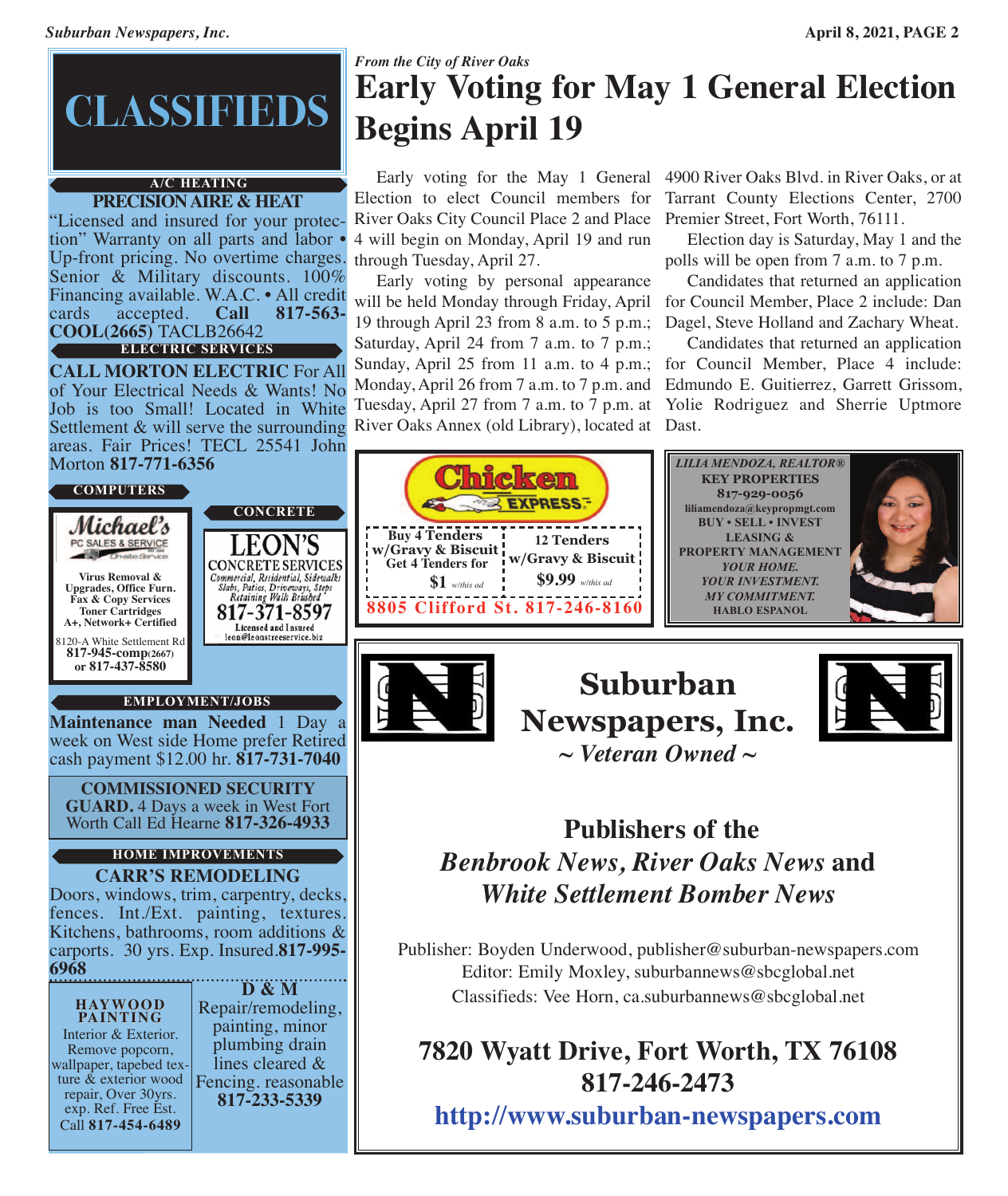# CLASSIFIEDS

### A/C HEATING

**PRECISION AIRE & HEAT**
"Licensed and insured for your protection" Warranty on all parts and labor • Up-front pricing. No overtime charges. Senior & Military discounts. 100% Financing available. W.A.C. • All credit cards accepted. **Call 817-563-COOL(2665)** TACLB26642

### ELECTRIC SERVICES

**CALL MORTON ELECTRIC** For All of Your Electrical Needs & Wants! No Job is too Small! Located in White Settlement & will serve the surrounding areas. Fair Prices! TECL 25541 John Morton **817-771-6356**

### COMPUTERS

**Michael's**
PC SALES & SERVICE
Virus Removal & Upgrades, Office Furn.
Fax & Copy Services
Toner Cartridges
A+, Network+ Certified
8120-A White Settlement Rd
**817-945-comp(2667)**
**or 817-437-8580**

### CONCRETE

**LEON'S**
CONCRETE SERVICES
*Commercial, Residential, Sidewalks Slabs, Patios, Driveways, Steps Retaining Walls Brushed*
**817-371-8597**
Licensed and Insured
leon@leonstreeservice.biz

### EMPLOYMENT/JOBS

**Maintenance man Needed** 1 Day a week on West side Home prefer Retired cash payment $12.00 hr. **817-731-7040**

**COMMISSIONED SECURITY GUARD.** 4 Days a week in West Fort Worth Call Ed Hearne **817-326-4933**

### HOME IMPROVEMENTS

**CARR'S REMODELING**
Doors, windows, trim, carpentry, decks, fences. Int./Ext. painting, textures. Kitchens, bathrooms, room additions & carports. 30 yrs. Exp. Insured.**817-995-6968**

**HAYWOOD PAINTING**
Interior & Exterior. Remove popcorn, wallpaper, tapebed texture & exterior wood repair, Over 30yrs. exp. Ref. Free Est. Call **817-454-6489**

**D & M**
Repair/remodeling, painting, minor plumbing drain lines cleared & Fencing. reasonable **817-233-5339**

---

*From the City of River Oaks*

# Early Voting for May 1 General Election Begins April 19

Early voting for the May 1 General Election to elect Council members for River Oaks City Council Place 2 and Place 4 will begin on Monday, April 19 and run through Tuesday, April 27.

Early voting by personal appearance will be held Monday through Friday, April 19 through April 23 from 8 a.m. to 5 p.m.; Saturday, April 24 from 7 a.m. to 7 p.m.; Sunday, April 25 from 11 a.m. to 4 p.m.; Monday, April 26 from 7 a.m. to 7 p.m. and Tuesday, April 27 from 7 a.m. to 7 p.m. at River Oaks Annex (old Library), located at 4900 River Oaks Blvd. in River Oaks, or at Tarrant County Elections Center, 2700 Premier Street, Fort Worth, 76111.

Election day is Saturday, May 1 and the polls will be open from 7 a.m. to 7 p.m.

Candidates that returned an application for Council Member, Place 2 include: Dan Dagel, Steve Holland and Zachary Wheat.

Candidates that returned an application for Council Member, Place 4 include: Edmundo E. Guitierrez, Garrett Grissom, Yolie Rodriguez and Sherrie Uptmore Dast.

---

**Chicken EXPRESS**

**Buy 4 Tenders w/Gravy & Biscuit Get 4 Tenders for $1** *w/this ad*

**12 Tenders w/Gravy & Biscuit $9.99** *w/this ad*

**8805 Clifford St. 817-246-8160**

---

***LILIA MENDOZA, REALTOR®***
**KEY PROPERTIES**
**817-929-0056**
**liliamendoza@keypropmgt.com**
**BUY • SELL • INVEST**
**LEASING & PROPERTY MANAGEMENT**
***YOUR HOME. YOUR INVESTMENT. MY COMMITMENT.***
**HABLO ESPANOL**

---

## Suburban Newspapers, Inc.

***~ Veteran Owned ~***

**Publishers of the *Benbrook News, River Oaks News* and *White Settlement Bomber News***

Publisher: Boyden Underwood, publisher@suburban-newspapers.com
Editor: Emily Moxley, suburbannews@sbcglobal.net
Classifieds: Vee Horn, ca.suburbannews@sbcglobal.net

**7820 Wyatt Drive, Fort Worth, TX 76108**
**817-246-2473**
**http://www.suburban-newspapers.com**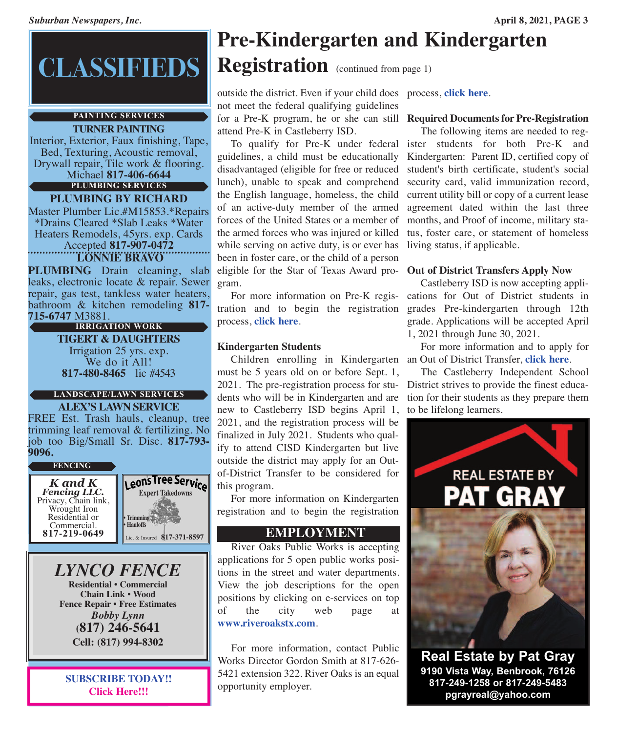# CLASSIFIEDS

### PAINTING SERVICES

**TURNER PAINTING**

Interior, Exterior, Faux finishing, Tape, Bed, Texturing, Acoustic removal, Drywall repair, Tile work & flooring. Michael **817-406-6644**

### PLUMBING SERVICES

**PLUMBING BY RICHARD**

Master Plumber Lic.#M15853.*Repairs *Drains Cleared *Slab Leaks *Water Heaters Remodels, 45yrs. exp. Cards Accepted **817-907-0472**

**LONNIE BRAVO**

**PLUMBING** Drain cleaning, slab leaks, electronic locate & repair. Sewer repair, gas test, tankless water heaters, bathroom & kitchen remodeling **817-715-6747** M3881.

### IRRIGATION WORK

**TIGERT & DAUGHTERS**

Irrigation 25 yrs. exp.
We do it All!
**817-480-8465** lic #4543

### LANDSCAPE/LAWN SERVICES

**ALEX'S LAWN SERVICE**

FREE Est. Trash hauls, cleanup, tree trimming leaf removal & fertilizing. No job too Big/Small Sr. Disc. **817-793-9096.**

### FENCING

***K and K Fencing LLC.***
Privacy, Chain link, Wrought Iron
Residential or Commercial.
**817-219-0649**

**Leon's Tree Service**
**Expert Takedowns**
• Trimming
• Hauloffs
Lic. & Insured **817-371-8597**

***LYNCO FENCE***
**Residential • Commercial**
**Chain Link • Wood**
**Fence Repair • Free Estimates**
***Bobby Lynn***
**(817) 246-5641**
**Cell: (817) 994-8302**

**SUBSCRIBE TODAY!!**
**Click Here!!!**

# Pre-Kindergarten and Kindergarten Registration (continued from page 1)

outside the district. Even if your child does not meet the federal qualifying guidelines for a Pre-K program, he or she can still attend Pre-K in Castleberry ISD.

To qualify for Pre-K under federal guidelines, a child must be educationally disadvantaged (eligible for free or reduced lunch), unable to speak and comprehend the English language, homeless, the child of an active-duty member of the armed forces of the United States or a member of the armed forces who was injured or killed while serving on active duty, is or ever has been in foster care, or the child of a person eligible for the Star of Texas Award program.

For more information on Pre-K registration and to begin the registration process, **click here**.

**Kindergarten Students**

Children enrolling in Kindergarten must be 5 years old on or before Sept. 1, 2021. The pre-registration process for students who will be in Kindergarten and are new to Castleberry ISD begins April 1, 2021, and the registration process will be finalized in July 2021. Students who qualify to attend CISD Kindergarten but live outside the district may apply for an Out-of-District Transfer to be considered for this program.

For more information on Kindergarten registration and to begin the registration process, **click here**.

**Required Documents for Pre-Registration**

The following items are needed to register students for both Pre-K and Kindergarten: Parent ID, certified copy of student's birth certificate, student's social security card, valid immunization record, current utility bill or copy of a current lease agreement dated within the last three months, and Proof of income, military status, foster care, or statement of homeless living status, if applicable.

**Out of District Transfers Apply Now**

Castleberry ISD is now accepting applications for Out of District students in grades Pre-kindergarten through 12th grade. Applications will be accepted April 1, 2021 through June 30, 2021.

For more information and to apply for an Out of District Transfer, **click here**.

The Castleberry Independent School District strives to provide the finest education for their students as they prepare them to be lifelong learners.

## EMPLOYMENT

River Oaks Public Works is accepting applications for 5 open public works positions in the street and water departments. View the job descriptions for the open positions by clicking on e-services on top of the city web page at **www.riveroakstx.com**.

For more information, contact Public Works Director Gordon Smith at 817-626-5421 extension 322. River Oaks is an equal opportunity employer.

REAL ESTATE BY **PAT GRAY**

**Real Estate by Pat Gray**
**9190 Vista Way, Benbrook, 76126**
**817-249-1258 or 817-249-5483**
**pgrayreal@yahoo.com**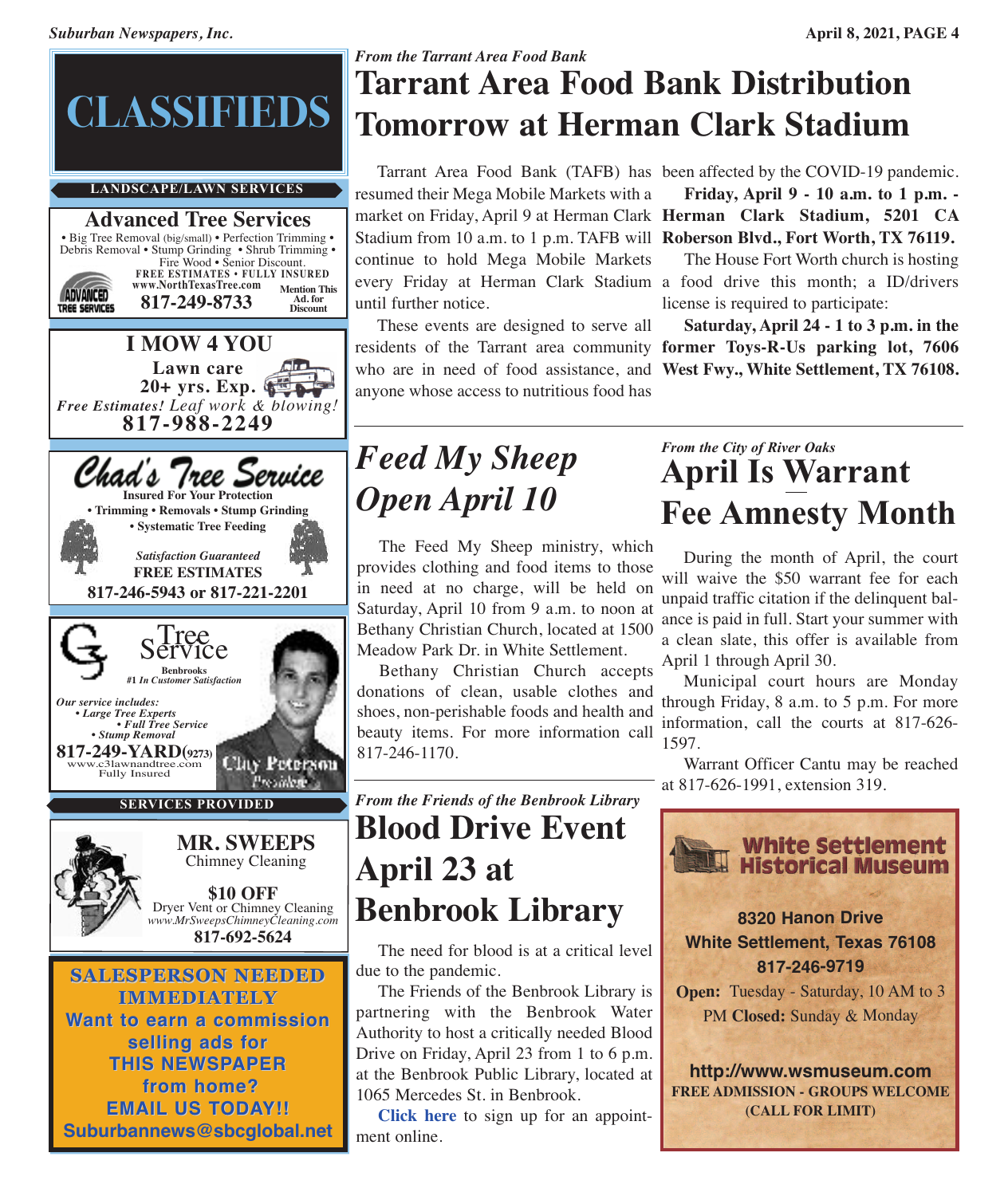# CLASSIFIEDS

### LANDSCAPE/LAWN SERVICES

**Advanced Tree Services**

• Big Tree Removal (big/small) • Perfection Trimming • Debris Removal • Stump Grinding • Shrub Trimming • Fire Wood • Senior Discount.

**FREE ESTIMATES • FULLY INSURED**

**www.NorthTexasTree.com**

**817-249-8733**

Mention This Ad. for Discount

---

**I MOW 4 YOU**

**Lawn care**

**20+ yrs. Exp.**

*Free Estimates! Leaf work & blowing!*

**817-988-2249**

---

**Chad's Tree Service**

**Insured For Your Protection**

**• Trimming • Removals • Stump Grinding**

**• Systematic Tree Feeding**

*Satisfaction Guaranteed*

**FREE ESTIMATES**

**817-246-5943 or 817-221-2201**

---

**Tree Service**

Benbrooks #1 In Customer Satisfaction

*Our service includes:*

*• Large Tree Experts*

*• Full Tree Service*

*• Stump Removal*

**817-249-YARD(9273)**

www.c3lawnandtree.com

Fully Insured

Clay Peterson, President

### SERVICES PROVIDED

**MR. SWEEPS**

Chimney Cleaning

**$10 OFF**

Dryer Vent or Chimney Cleaning

*www.MrSweepsChimneyCleaning.com*

**817-692-5624**

---

**SALESPERSON NEEDED IMMEDIATELY**

**Want to earn a commission selling ads for THIS NEWSPAPER from home?**

**EMAIL US TODAY!!**

**Suburbannews@sbcglobal.net**

---

*From the Tarrant Area Food Bank*

# Tarrant Area Food Bank Distribution Tomorrow at Herman Clark Stadium

Tarrant Area Food Bank (TAFB) has resumed their Mega Mobile Markets with a market on Friday, April 9 at Herman Clark Stadium from 10 a.m. to 1 p.m. TAFB will continue to hold Mega Mobile Markets every Friday at Herman Clark Stadium until further notice.

These events are designed to serve all residents of the Tarrant area community who are in need of food assistance, and anyone whose access to nutritious food has been affected by the COVID-19 pandemic.

**Friday, April 9 - 10 a.m. to 1 p.m. - Herman Clark Stadium, 5201 CA Roberson Blvd., Fort Worth, TX 76119.**

The House Fort Worth church is hosting a food drive this month; a ID/drivers license is required to participate:

**Saturday, April 24 - 1 to 3 p.m. in the former Toys-R-Us parking lot, 7606 West Fwy., White Settlement, TX 76108.**

---

# *Feed My Sheep Open April 10*

The Feed My Sheep ministry, which provides clothing and food items to those in need at no charge, will be held on Saturday, April 10 from 9 a.m. to noon at Bethany Christian Church, located at 1500 Meadow Park Dr. in White Settlement.

Bethany Christian Church accepts donations of clean, usable clothes and shoes, non-perishable foods and health and beauty items. For more information call 817-246-1170.

---

*From the Friends of the Benbrook Library*

# Blood Drive Event April 23 at Benbrook Library

The need for blood is at a critical level due to the pandemic.

The Friends of the Benbrook Library is partnering with the Benbrook Water Authority to host a critically needed Blood Drive on Friday, April 23 from 1 to 6 p.m. at the Benbrook Public Library, located at 1065 Mercedes St. in Benbrook.

**Click here** to sign up for an appointment online.

---

*From the City of River Oaks*

# April Is Warrant Fee Amnesty Month

During the month of April, the court will waive the $50 warrant fee for each unpaid traffic citation if the delinquent balance is paid in full. Start your summer with a clean slate, this offer is available from April 1 through April 30.

Municipal court hours are Monday through Friday, 8 a.m. to 5 p.m. For more information, call the courts at 817-626-1597.

Warrant Officer Cantu may be reached at 817-626-1991, extension 319.

---

**White Settlement Historical Museum**

**8320 Hanon Drive**

**White Settlement, Texas 76108**

**817-246-9719**

**Open:** Tuesday - Saturday, 10 AM to 3 PM **Closed:** Sunday & Monday

**http://www.wsmuseum.com**

**FREE ADMISSION - GROUPS WELCOME (CALL FOR LIMIT)**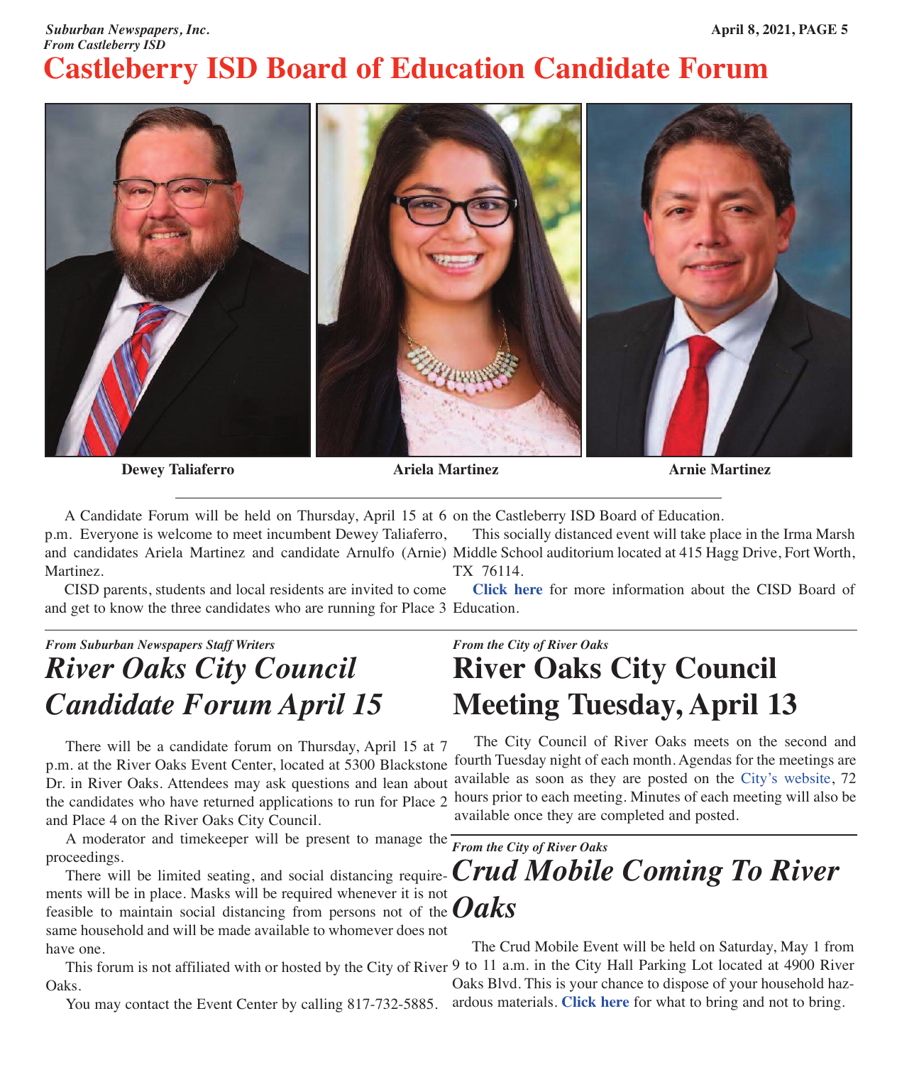*From Castleberry ISD*

# Castleberry ISD Board of Education Candidate Forum

**Dewey Taliaferro** **Ariela Martinez** **Arnie Martinez**

A Candidate Forum will be held on Thursday, April 15 at 6 p.m. Everyone is welcome to meet incumbent Dewey Taliaferro, and candidates Ariela Martinez and candidate Arnulfo (Arnie) Martinez.

CISD parents, students and local residents are invited to come and get to know the three candidates who are running for Place 3 on the Castleberry ISD Board of Education.

This socially distanced event will take place in the Irma Marsh Middle School auditorium located at 415 Hagg Drive, Fort Worth, TX 76114.

**Click here** for more information about the CISD Board of Education.

---

*From Suburban Newspapers Staff Writers*

## *River Oaks City Council Candidate Forum April 15*

There will be a candidate forum on Thursday, April 15 at 7 p.m. at the River Oaks Event Center, located at 5300 Blackstone Dr. in River Oaks. Attendees may ask questions and lean about the candidates who have returned applications to run for Place 2 and Place 4 on the River Oaks City Council.

A moderator and timekeeper will be present to manage the proceedings.

There will be limited seating, and social distancing requirements will be in place. Masks will be required whenever it is not feasible to maintain social distancing from persons not of the same household and will be made available to whomever does not have one.

This forum is not affiliated with or hosted by the City of River Oaks.

You may contact the Event Center by calling 817-732-5885.

---

*From the City of River Oaks*

## River Oaks City Council Meeting Tuesday, April 13

The City Council of River Oaks meets on the second and fourth Tuesday night of each month. Agendas for the meetings are available as soon as they are posted on the City's website, 72 hours prior to each meeting. Minutes of each meeting will also be available once they are completed and posted.

---

*From the City of River Oaks*

## *Crud Mobile Coming To River Oaks*

The Crud Mobile Event will be held on Saturday, May 1 from 9 to 11 a.m. in the City Hall Parking Lot located at 4900 River Oaks Blvd. This is your chance to dispose of your household hazardous materials. **Click here** for what to bring and not to bring.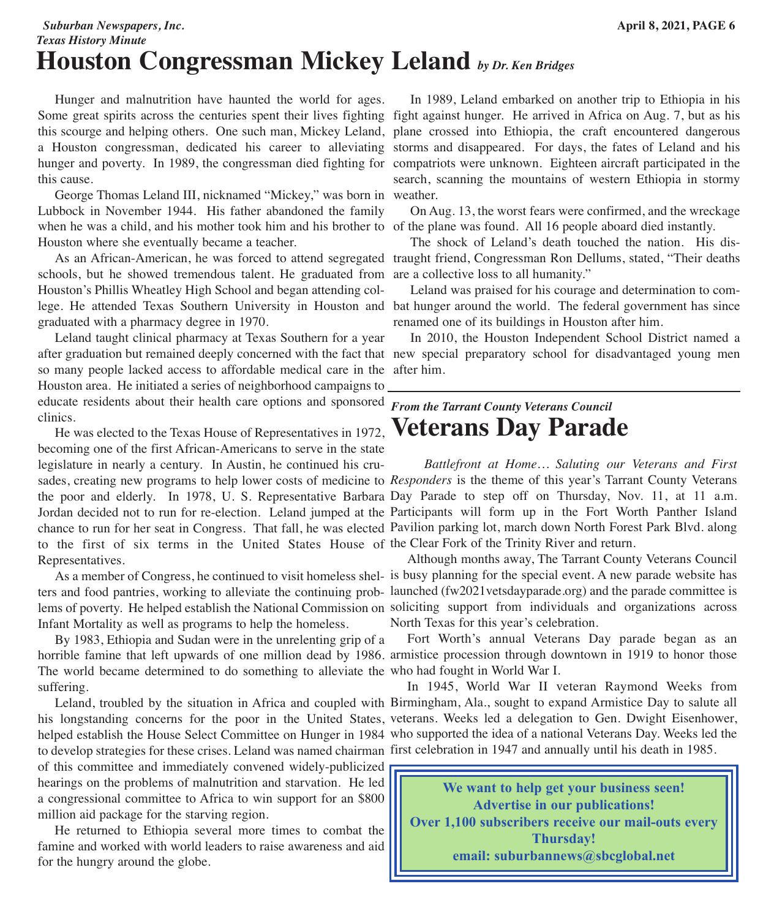*Texas History Minute*

# Houston Congressman Mickey Leland *by Dr. Ken Bridges*

Hunger and malnutrition have haunted the world for ages. Some great spirits across the centuries spent their lives fighting this scourge and helping others. One such man, Mickey Leland, a Houston congressman, dedicated his career to alleviating hunger and poverty. In 1989, the congressman died fighting for this cause.

George Thomas Leland III, nicknamed "Mickey," was born in Lubbock in November 1944. His father abandoned the family when he was a child, and his mother took him and his brother to Houston where she eventually became a teacher.

As an African-American, he was forced to attend segregated schools, but he showed tremendous talent. He graduated from Houston's Phillis Wheatley High School and began attending college. He attended Texas Southern University in Houston and graduated with a pharmacy degree in 1970.

Leland taught clinical pharmacy at Texas Southern for a year after graduation but remained deeply concerned with the fact that so many people lacked access to affordable medical care in the Houston area. He initiated a series of neighborhood campaigns to educate residents about their health care options and sponsored clinics.

He was elected to the Texas House of Representatives in 1972, becoming one of the first African-Americans to serve in the state legislature in nearly a century. In Austin, he continued his crusades, creating new programs to help lower costs of medicine to the poor and elderly. In 1978, U. S. Representative Barbara Jordan decided not to run for re-election. Leland jumped at the chance to run for her seat in Congress. That fall, he was elected to the first of six terms in the United States House of Representatives.

As a member of Congress, he continued to visit homeless shelters and food pantries, working to alleviate the continuing problems of poverty. He helped establish the National Commission on Infant Mortality as well as programs to help the homeless.

By 1983, Ethiopia and Sudan were in the unrelenting grip of a horrible famine that left upwards of one million dead by 1986. The world became determined to do something to alleviate the suffering.

Leland, troubled by the situation in Africa and coupled with his longstanding concerns for the poor in the United States, helped establish the House Select Committee on Hunger in 1984 to develop strategies for these crises. Leland was named chairman of this committee and immediately convened widely-publicized hearings on the problems of malnutrition and starvation. He led a congressional committee to Africa to win support for an $800 million aid package for the starving region.

He returned to Ethiopia several more times to combat the famine and worked with world leaders to raise awareness and aid for the hungry around the globe.

In 1989, Leland embarked on another trip to Ethiopia in his fight against hunger. He arrived in Africa on Aug. 7, but as his plane crossed into Ethiopia, the craft encountered dangerous storms and disappeared. For days, the fates of Leland and his compatriots were unknown. Eighteen aircraft participated in the search, scanning the mountains of western Ethiopia in stormy weather.

On Aug. 13, the worst fears were confirmed, and the wreckage of the plane was found. All 16 people aboard died instantly.

The shock of Leland's death touched the nation. His distraught friend, Congressman Ron Dellums, stated, "Their deaths are a collective loss to all humanity."

Leland was praised for his courage and determination to combat hunger around the world. The federal government has since renamed one of its buildings in Houston after him.

In 2010, the Houston Independent School District named a new special preparatory school for disadvantaged young men after him.

---

*From the Tarrant County Veterans Council*

# Veterans Day Parade

*Battlefront at Home… Saluting our Veterans and First Responders* is the theme of this year's Tarrant County Veterans Day Parade to step off on Thursday, Nov. 11, at 11 a.m. Participants will form up in the Fort Worth Panther Island Pavilion parking lot, march down North Forest Park Blvd. along the Clear Fork of the Trinity River and return.

Although months away, The Tarrant County Veterans Council is busy planning for the special event. A new parade website has launched (fw2021vetsdayparade.org) and the parade committee is soliciting support from individuals and organizations across North Texas for this year's celebration.

Fort Worth's annual Veterans Day parade began as an armistice procession through downtown in 1919 to honor those who had fought in World War I.

In 1945, World War II veteran Raymond Weeks from Birmingham, Ala., sought to expand Armistice Day to salute all veterans. Weeks led a delegation to Gen. Dwight Eisenhower, who supported the idea of a national Veterans Day. Weeks led the first celebration in 1947 and annually until his death in 1985.

**We want to help get your business seen!**
**Advertise in our publications!**
**Over 1,100 subscribers receive our mail-outs every Thursday!**
**email: suburbannews@sbcglobal.net**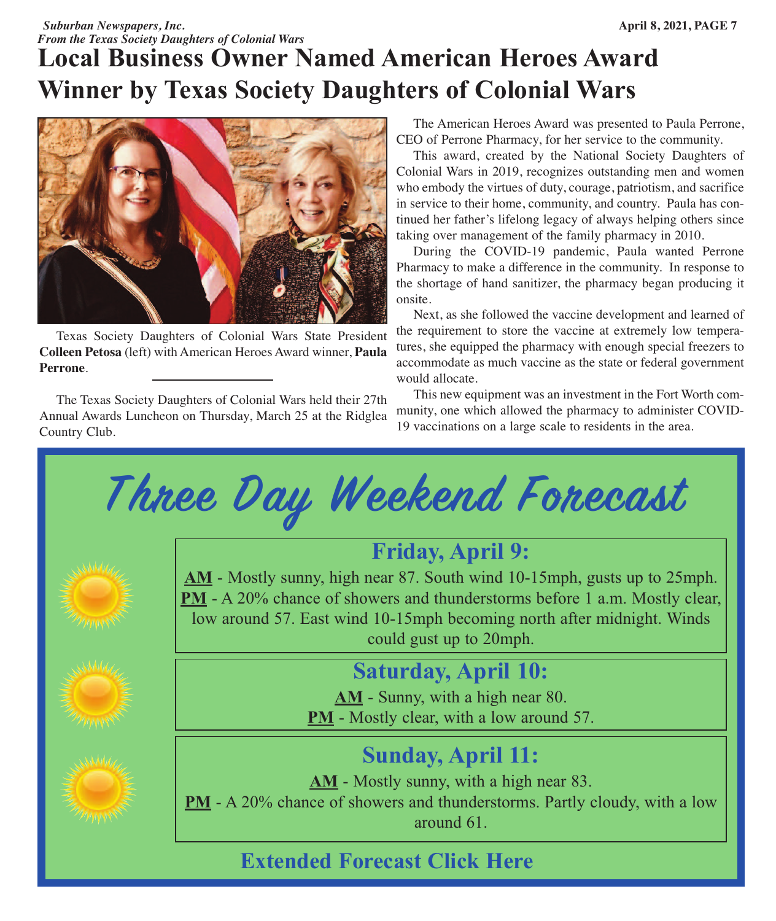*From the Texas Society Daughters of Colonial Wars*

# Local Business Owner Named American Heroes Award Winner by Texas Society Daughters of Colonial Wars

Texas Society Daughters of Colonial Wars State President **Colleen Petosa** (left) with American Heroes Award winner, **Paula Perrone**.

The Texas Society Daughters of Colonial Wars held their 27th Annual Awards Luncheon on Thursday, March 25 at the Ridglea Country Club.

The American Heroes Award was presented to Paula Perrone, CEO of Perrone Pharmacy, for her service to the community.

This award, created by the National Society Daughters of Colonial Wars in 2019, recognizes outstanding men and women who embody the virtues of duty, courage, patriotism, and sacrifice in service to their home, community, and country. Paula has continued her father's lifelong legacy of always helping others since taking over management of the family pharmacy in 2010.

During the COVID-19 pandemic, Paula wanted Perrone Pharmacy to make a difference in the community. In response to the shortage of hand sanitizer, the pharmacy began producing it onsite.

Next, as she followed the vaccine development and learned of the requirement to store the vaccine at extremely low temperatures, she equipped the pharmacy with enough special freezers to accommodate as much vaccine as the state or federal government would allocate.

This new equipment was an investment in the Fort Worth community, one which allowed the pharmacy to administer COVID-19 vaccinations on a large scale to residents in the area.

## Three Day Weekend Forecast

### Friday, April 9:

**AM** - Mostly sunny, high near 87. South wind 10-15mph, gusts up to 25mph.
**PM** - A 20% chance of showers and thunderstorms before 1 a.m. Mostly clear, low around 57. East wind 10-15mph becoming north after midnight. Winds could gust up to 20mph.

### Saturday, April 10:

**AM** - Sunny, with a high near 80.
**PM** - Mostly clear, with a low around 57.

### Sunday, April 11:

**AM** - Mostly sunny, with a high near 83.
**PM** - A 20% chance of showers and thunderstorms. Partly cloudy, with a low around 61.

**Extended Forecast Click Here**